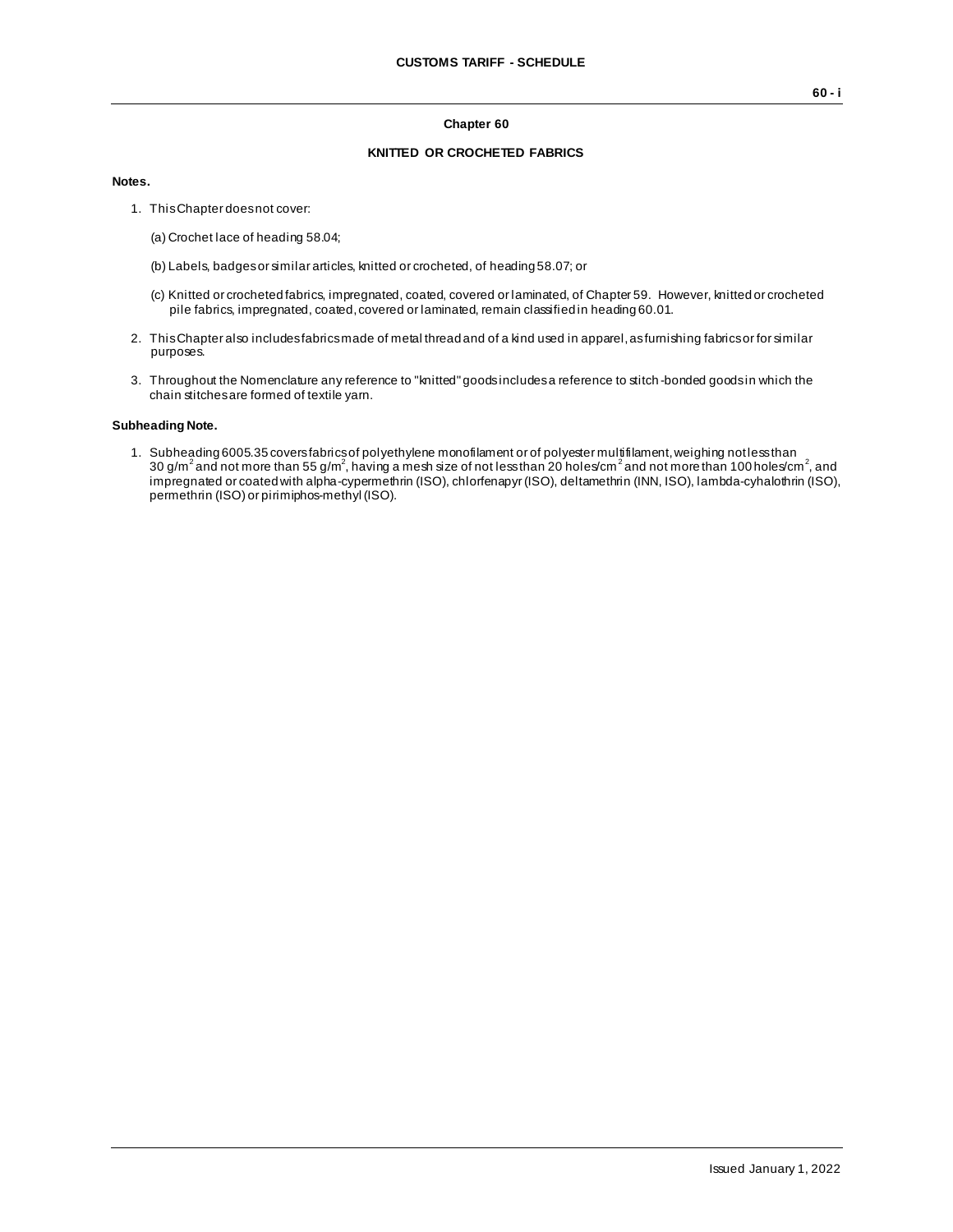## Chapter 60

## KNITTED OR CROCHETED FABRICS

**Notes.**

1. This Chapter does not cover:

   (a) Crochet lace of heading 58.04;

   (b) Labels, badges or similar articles, knitted or crocheted, of heading 58.07; or

   (c) Knitted or crocheted fabrics, impregnated, coated, covered or laminated, of Chapter 59. However, knitted or crocheted pile fabrics, impregnated, coated, covered or laminated, remain classified in heading 60.01.

2. This Chapter also includes fabrics made of metal thread and of a kind used in apparel, as furnishing fabrics or for similar purposes.

3. Throughout the Nomenclature any reference to "knitted" goods includes a reference to stitch-bonded goods in which the chain stitches are formed of textile yarn.

**Subheading Note.**

1. Subheading 6005.35 covers fabrics of polyethylene monofilament or of polyester multifilament, weighing not less than 30 $g/m^2$ and not more than 55 $g/m^2$, having a mesh size of not less than 20 $holes/cm^2$ and not more than 100 $holes/cm^2$, and impregnated or coated with alpha-cypermethrin (ISO), chlorfenapyr (ISO), deltamethrin (INN, ISO), lambda-cyhalothrin (ISO), permethrin (ISO) or pirimiphos-methyl (ISO).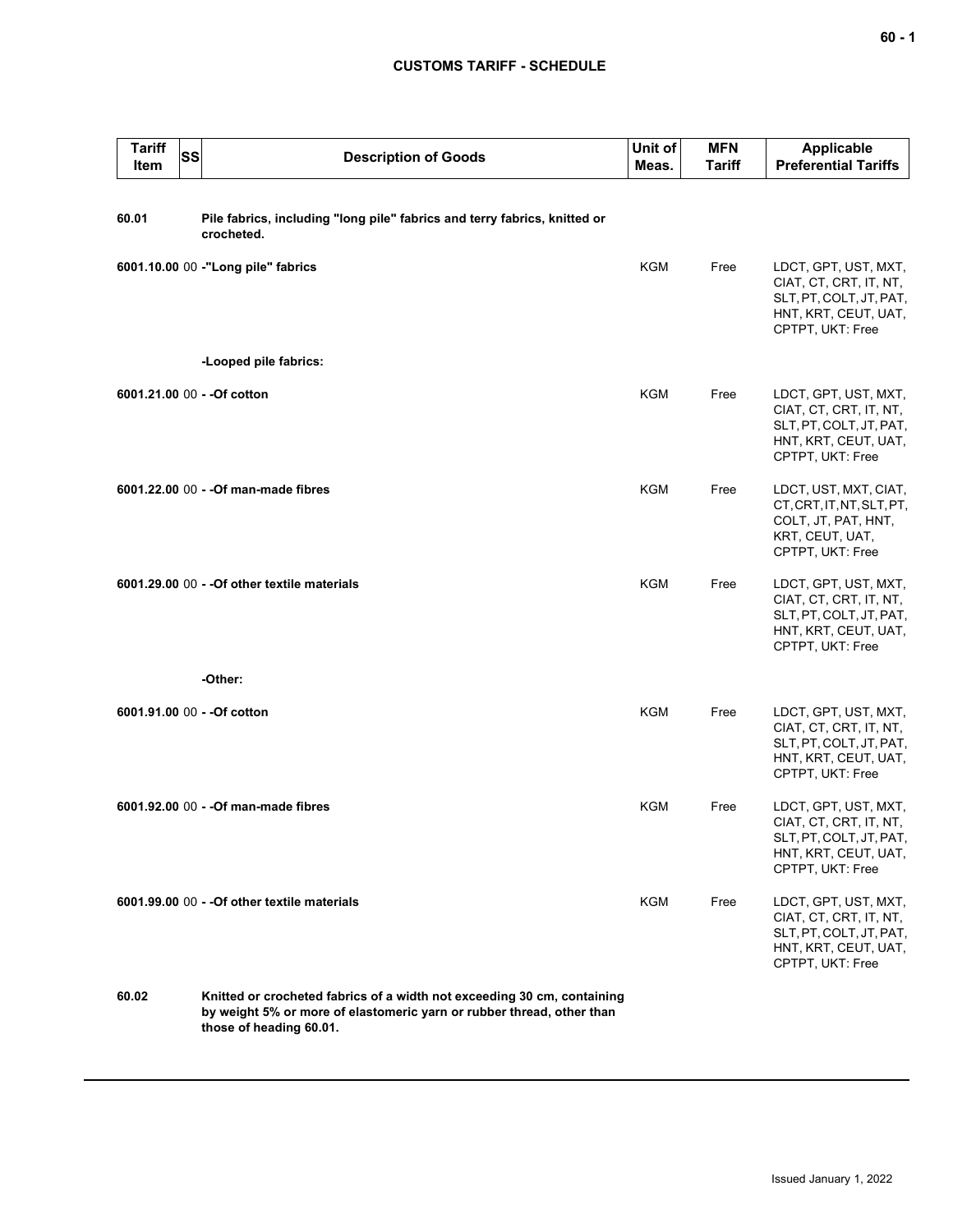| Tariff Item | SS | Description of Goods | Unit of Meas. | MFN Tariff | Applicable Preferential Tariffs |
|---|---|---|---|---|---|
| 60.01 | | **Pile fabrics, including "long pile" fabrics and terry fabrics, knitted or crocheted.** | | | |
| 6001.10.00 | 00 | -"Long pile" fabrics | KGM | Free | LDCT, GPT, UST, MXT, CIAT, CT, CRT, IT, NT, SLT, PT, COLT, JT, PAT, HNT, KRT, CEUT, UAT, CPTPT, UKT: Free |
| | | -Looped pile fabrics: | | | |
| 6001.21.00 | 00 | - -Of cotton | KGM | Free | LDCT, GPT, UST, MXT, CIAT, CT, CRT, IT, NT, SLT, PT, COLT, JT, PAT, HNT, KRT, CEUT, UAT, CPTPT, UKT: Free |
| 6001.22.00 | 00 | - -Of man-made fibres | KGM | Free | LDCT, UST, MXT, CIAT, CT, CRT, IT, NT, SLT, PT, COLT, JT, PAT, HNT, KRT, CEUT, UAT, CPTPT, UKT: Free |
| 6001.29.00 | 00 | - -Of other textile materials | KGM | Free | LDCT, GPT, UST, MXT, CIAT, CT, CRT, IT, NT, SLT, PT, COLT, JT, PAT, HNT, KRT, CEUT, UAT, CPTPT, UKT: Free |
| | | -Other: | | | |
| 6001.91.00 | 00 | - -Of cotton | KGM | Free | LDCT, GPT, UST, MXT, CIAT, CT, CRT, IT, NT, SLT, PT, COLT, JT, PAT, HNT, KRT, CEUT, UAT, CPTPT, UKT: Free |
| 6001.92.00 | 00 | - -Of man-made fibres | KGM | Free | LDCT, GPT, UST, MXT, CIAT, CT, CRT, IT, NT, SLT, PT, COLT, JT, PAT, HNT, KRT, CEUT, UAT, CPTPT, UKT: Free |
| 6001.99.00 | 00 | - -Of other textile materials | KGM | Free | LDCT, GPT, UST, MXT, CIAT, CT, CRT, IT, NT, SLT, PT, COLT, JT, PAT, HNT, KRT, CEUT, UAT, CPTPT, UKT: Free |
| 60.02 | | **Knitted or crocheted fabrics of a width not exceeding 30 cm, containing by weight 5% or more of elastomeric yarn or rubber thread, other than those of heading 60.01.** | | | |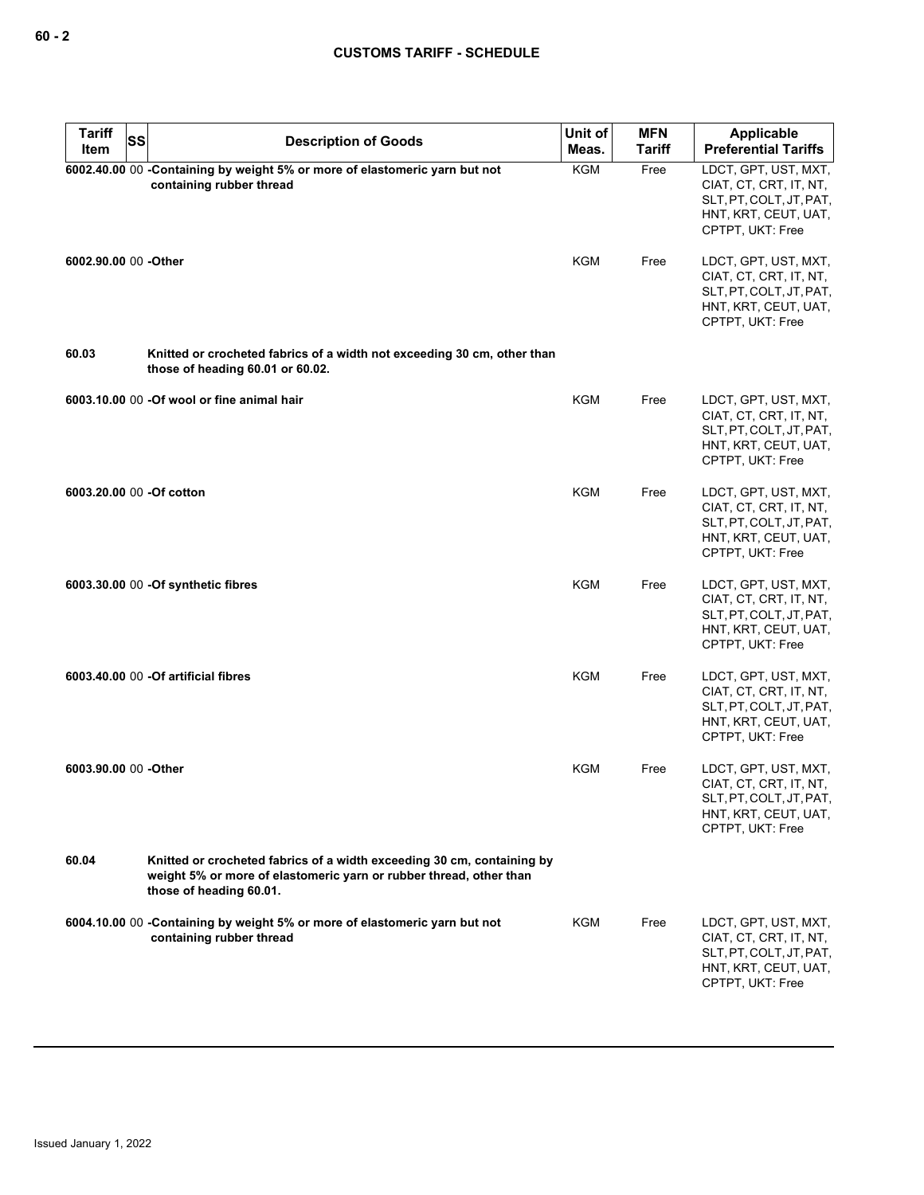| Tariff Item | SS | Description of Goods | Unit of Meas. | MFN Tariff | Applicable Preferential Tariffs |
|---|---|---|---|---|---|
| 6002.40.00 | 00 | -Containing by weight 5% or more of elastomeric yarn but not containing rubber thread | KGM | Free | LDCT, GPT, UST, MXT, CIAT, CT, CRT, IT, NT, SLT, PT, COLT, JT, PAT, HNT, KRT, CEUT, UAT, CPTPT, UKT: Free |
| 6002.90.00 | 00 | -Other | KGM | Free | LDCT, GPT, UST, MXT, CIAT, CT, CRT, IT, NT, SLT, PT, COLT, JT, PAT, HNT, KRT, CEUT, UAT, CPTPT, UKT: Free |
| 60.03 | | Knitted or crocheted fabrics of a width not exceeding 30 cm, other than those of heading 60.01 or 60.02. | | | |
| 6003.10.00 | 00 | -Of wool or fine animal hair | KGM | Free | LDCT, GPT, UST, MXT, CIAT, CT, CRT, IT, NT, SLT, PT, COLT, JT, PAT, HNT, KRT, CEUT, UAT, CPTPT, UKT: Free |
| 6003.20.00 | 00 | -Of cotton | KGM | Free | LDCT, GPT, UST, MXT, CIAT, CT, CRT, IT, NT, SLT, PT, COLT, JT, PAT, HNT, KRT, CEUT, UAT, CPTPT, UKT: Free |
| 6003.30.00 | 00 | -Of synthetic fibres | KGM | Free | LDCT, GPT, UST, MXT, CIAT, CT, CRT, IT, NT, SLT, PT, COLT, JT, PAT, HNT, KRT, CEUT, UAT, CPTPT, UKT: Free |
| 6003.40.00 | 00 | -Of artificial fibres | KGM | Free | LDCT, GPT, UST, MXT, CIAT, CT, CRT, IT, NT, SLT, PT, COLT, JT, PAT, HNT, KRT, CEUT, UAT, CPTPT, UKT: Free |
| 6003.90.00 | 00 | -Other | KGM | Free | LDCT, GPT, UST, MXT, CIAT, CT, CRT, IT, NT, SLT, PT, COLT, JT, PAT, HNT, KRT, CEUT, UAT, CPTPT, UKT: Free |
| 60.04 | | Knitted or crocheted fabrics of a width exceeding 30 cm, containing by weight 5% or more of elastomeric yarn or rubber thread, other than those of heading 60.01. | | | |
| 6004.10.00 | 00 | -Containing by weight 5% or more of elastomeric yarn but not containing rubber thread | KGM | Free | LDCT, GPT, UST, MXT, CIAT, CT, CRT, IT, NT, SLT, PT, COLT, JT, PAT, HNT, KRT, CEUT, UAT, CPTPT, UKT: Free |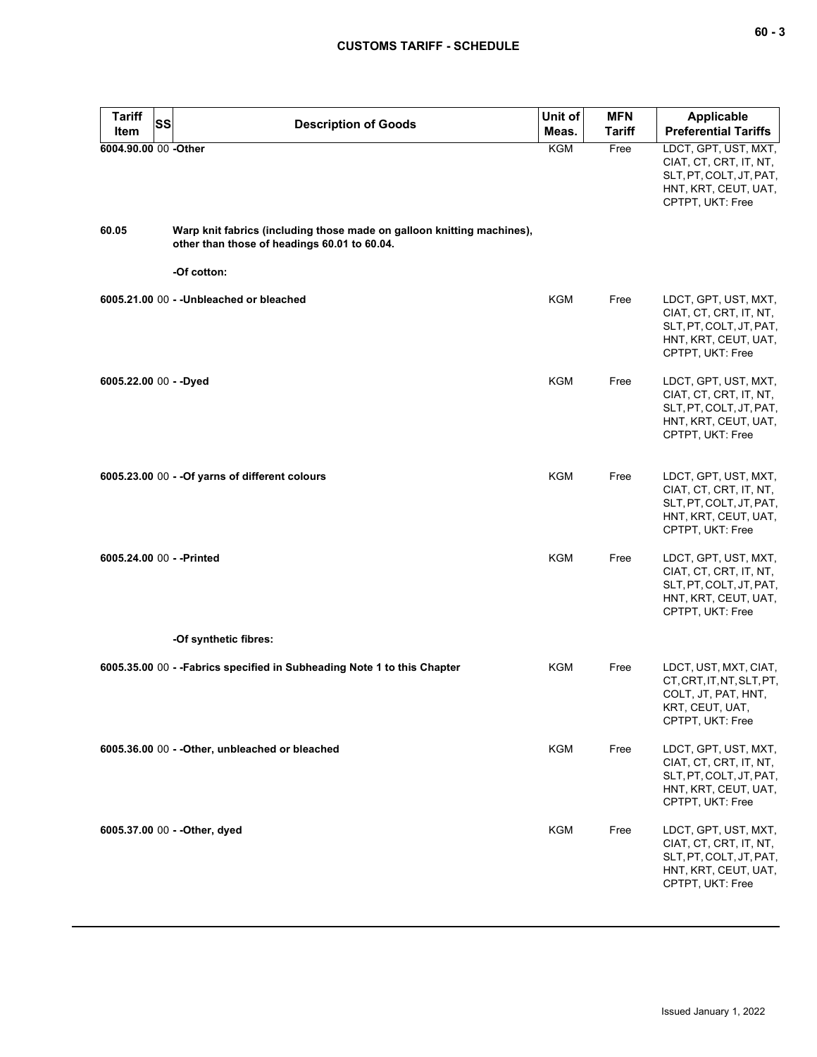| Tariff Item | SS | Description of Goods | Unit of Meas. | MFN Tariff | Applicable Preferential Tariffs |
|---|---|---|---|---|---|
| 6004.90.00 | 00 | -Other | KGM | Free | LDCT, GPT, UST, MXT, CIAT, CT, CRT, IT, NT, SLT, PT, COLT, JT, PAT, HNT, KRT, CEUT, UAT, CPTPT, UKT: Free |
| 60.05 | | **Warp knit fabrics (including those made on galloon knitting machines), other than those of headings 60.01 to 60.04.** | | | |
| | | -Of cotton: | | | |
| 6005.21.00 | 00 | - -Unbleached or bleached | KGM | Free | LDCT, GPT, UST, MXT, CIAT, CT, CRT, IT, NT, SLT, PT, COLT, JT, PAT, HNT, KRT, CEUT, UAT, CPTPT, UKT: Free |
| 6005.22.00 | 00 | - -Dyed | KGM | Free | LDCT, GPT, UST, MXT, CIAT, CT, CRT, IT, NT, SLT, PT, COLT, JT, PAT, HNT, KRT, CEUT, UAT, CPTPT, UKT: Free |
| 6005.23.00 | 00 | - -Of yarns of different colours | KGM | Free | LDCT, GPT, UST, MXT, CIAT, CT, CRT, IT, NT, SLT, PT, COLT, JT, PAT, HNT, KRT, CEUT, UAT, CPTPT, UKT: Free |
| 6005.24.00 | 00 | - -Printed | KGM | Free | LDCT, GPT, UST, MXT, CIAT, CT, CRT, IT, NT, SLT, PT, COLT, JT, PAT, HNT, KRT, CEUT, UAT, CPTPT, UKT: Free |
| | | -Of synthetic fibres: | | | |
| 6005.35.00 | 00 | - -Fabrics specified in Subheading Note 1 to this Chapter | KGM | Free | LDCT, UST, MXT, CIAT, CT, CRT, IT, NT, SLT, PT, COLT, JT, PAT, HNT, KRT, CEUT, UAT, CPTPT, UKT: Free |
| 6005.36.00 | 00 | - -Other, unbleached or bleached | KGM | Free | LDCT, GPT, UST, MXT, CIAT, CT, CRT, IT, NT, SLT, PT, COLT, JT, PAT, HNT, KRT, CEUT, UAT, CPTPT, UKT: Free |
| 6005.37.00 | 00 | - -Other, dyed | KGM | Free | LDCT, GPT, UST, MXT, CIAT, CT, CRT, IT, NT, SLT, PT, COLT, JT, PAT, HNT, KRT, CEUT, UAT, CPTPT, UKT: Free |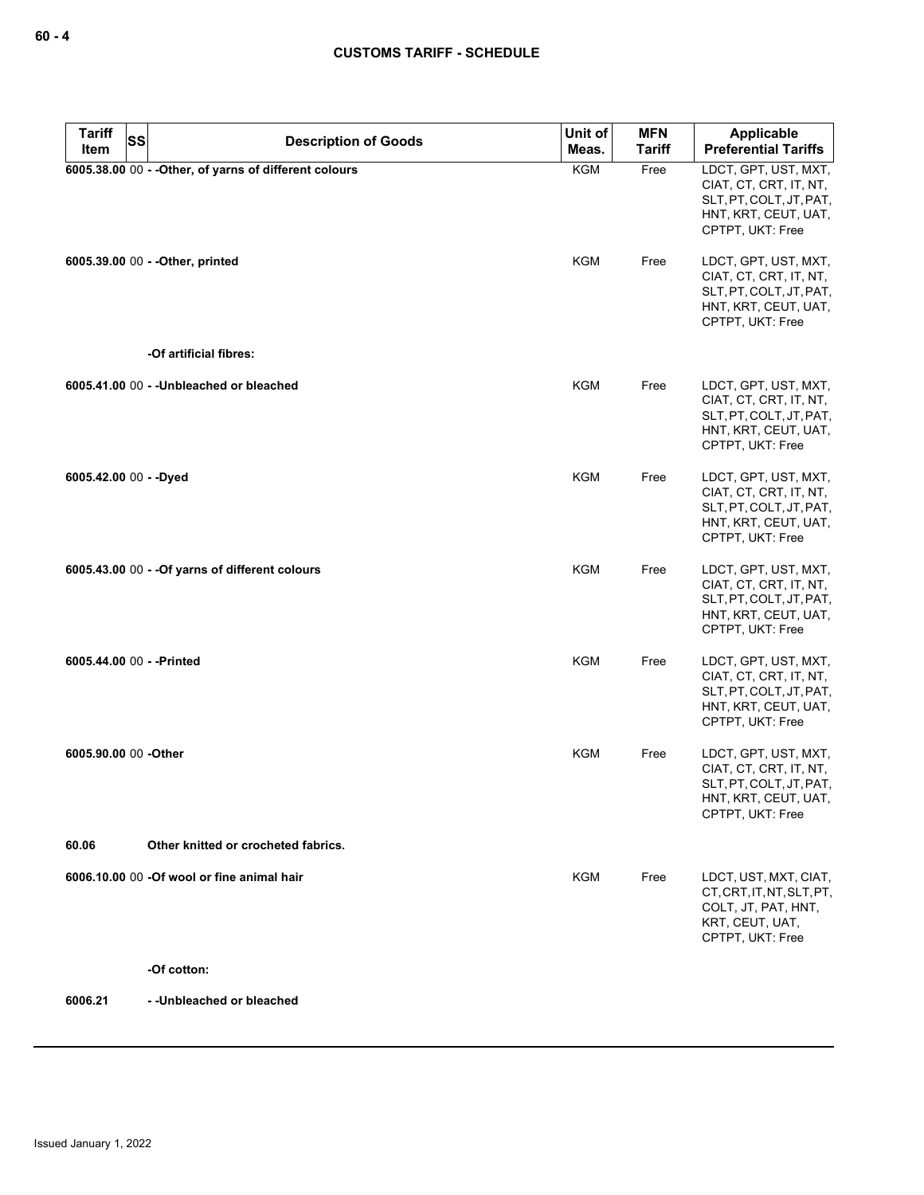| Tariff Item | SS | Description of Goods | Unit of Meas. | MFN Tariff | Applicable Preferential Tariffs |
|---|---|---|---|---|---|
| 6005.38.00 | 00 | - -Other, of yarns of different colours | KGM | Free | LDCT, GPT, UST, MXT, CIAT, CT, CRT, IT, NT, SLT, PT, COLT, JT, PAT, HNT, KRT, CEUT, UAT, CPTPT, UKT: Free |
| 6005.39.00 | 00 | - -Other, printed | KGM | Free | LDCT, GPT, UST, MXT, CIAT, CT, CRT, IT, NT, SLT, PT, COLT, JT, PAT, HNT, KRT, CEUT, UAT, CPTPT, UKT: Free |
| | | -Of artificial fibres: | | | |
| 6005.41.00 | 00 | - -Unbleached or bleached | KGM | Free | LDCT, GPT, UST, MXT, CIAT, CT, CRT, IT, NT, SLT, PT, COLT, JT, PAT, HNT, KRT, CEUT, UAT, CPTPT, UKT: Free |
| 6005.42.00 | 00 | - -Dyed | KGM | Free | LDCT, GPT, UST, MXT, CIAT, CT, CRT, IT, NT, SLT, PT, COLT, JT, PAT, HNT, KRT, CEUT, UAT, CPTPT, UKT: Free |
| 6005.43.00 | 00 | - -Of yarns of different colours | KGM | Free | LDCT, GPT, UST, MXT, CIAT, CT, CRT, IT, NT, SLT, PT, COLT, JT, PAT, HNT, KRT, CEUT, UAT, CPTPT, UKT: Free |
| 6005.44.00 | 00 | - -Printed | KGM | Free | LDCT, GPT, UST, MXT, CIAT, CT, CRT, IT, NT, SLT, PT, COLT, JT, PAT, HNT, KRT, CEUT, UAT, CPTPT, UKT: Free |
| 6005.90.00 | 00 | -Other | KGM | Free | LDCT, GPT, UST, MXT, CIAT, CT, CRT, IT, NT, SLT, PT, COLT, JT, PAT, HNT, KRT, CEUT, UAT, CPTPT, UKT: Free |
| 60.06 | | Other knitted or crocheted fabrics. | | | |
| 6006.10.00 | 00 | -Of wool or fine animal hair | KGM | Free | LDCT, UST, MXT, CIAT, CT, CRT, IT, NT, SLT, PT, COLT, JT, PAT, HNT, KRT, CEUT, UAT, CPTPT, UKT: Free |
| | | -Of cotton: | | | |
| 6006.21 | | - -Unbleached or bleached | | | |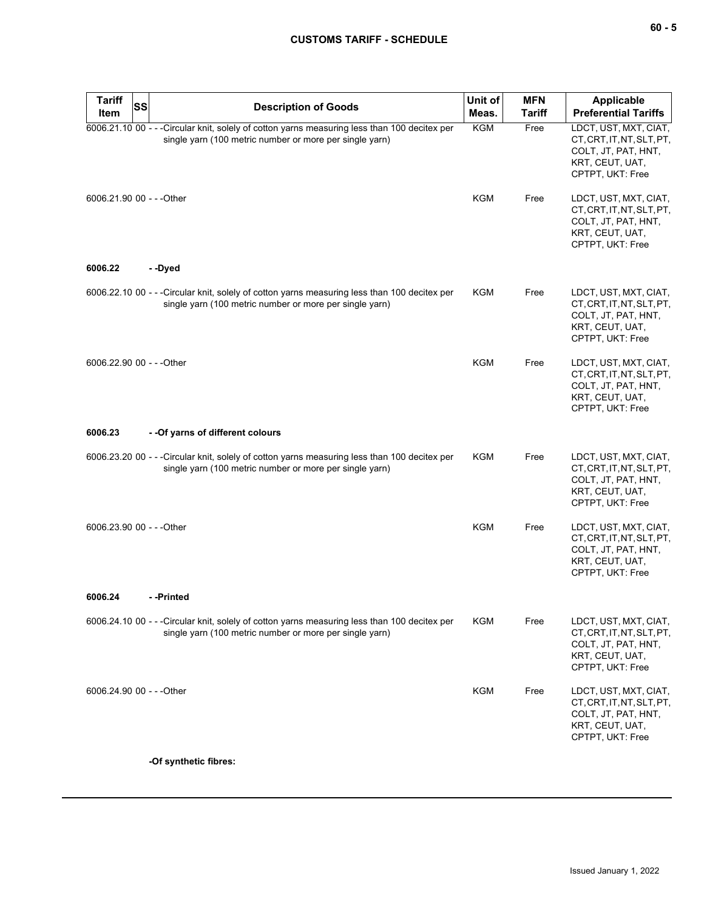| Tariff Item | SS | Description of Goods | Unit of Meas. | MFN Tariff | Applicable Preferential Tariffs |
|---|---|---|---|---|---|
| 6006.21.10 | 00 | - - -Circular knit, solely of cotton yarns measuring less than 100 decitex per single yarn (100 metric number or more per single yarn) | KGM | Free | LDCT, UST, MXT, CIAT, CT, CRT, IT, NT, SLT, PT, COLT, JT, PAT, HNT, KRT, CEUT, UAT, CPTPT, UKT: Free |
| 6006.21.90 | 00 | - - -Other | KGM | Free | LDCT, UST, MXT, CIAT, CT, CRT, IT, NT, SLT, PT, COLT, JT, PAT, HNT, KRT, CEUT, UAT, CPTPT, UKT: Free |
| **6006.22** | | **- -Dyed** | | | |
| 6006.22.10 | 00 | - - -Circular knit, solely of cotton yarns measuring less than 100 decitex per single yarn (100 metric number or more per single yarn) | KGM | Free | LDCT, UST, MXT, CIAT, CT, CRT, IT, NT, SLT, PT, COLT, JT, PAT, HNT, KRT, CEUT, UAT, CPTPT, UKT: Free |
| 6006.22.90 | 00 | - - -Other | KGM | Free | LDCT, UST, MXT, CIAT, CT, CRT, IT, NT, SLT, PT, COLT, JT, PAT, HNT, KRT, CEUT, UAT, CPTPT, UKT: Free |
| **6006.23** | | **- -Of yarns of different colours** | | | |
| 6006.23.20 | 00 | - - -Circular knit, solely of cotton yarns measuring less than 100 decitex per single yarn (100 metric number or more per single yarn) | KGM | Free | LDCT, UST, MXT, CIAT, CT, CRT, IT, NT, SLT, PT, COLT, JT, PAT, HNT, KRT, CEUT, UAT, CPTPT, UKT: Free |
| 6006.23.90 | 00 | - - -Other | KGM | Free | LDCT, UST, MXT, CIAT, CT, CRT, IT, NT, SLT, PT, COLT, JT, PAT, HNT, KRT, CEUT, UAT, CPTPT, UKT: Free |
| **6006.24** | | **- -Printed** | | | |
| 6006.24.10 | 00 | - - -Circular knit, solely of cotton yarns measuring less than 100 decitex per single yarn (100 metric number or more per single yarn) | KGM | Free | LDCT, UST, MXT, CIAT, CT, CRT, IT, NT, SLT, PT, COLT, JT, PAT, HNT, KRT, CEUT, UAT, CPTPT, UKT: Free |
| 6006.24.90 | 00 | - - -Other | KGM | Free | LDCT, UST, MXT, CIAT, CT, CRT, IT, NT, SLT, PT, COLT, JT, PAT, HNT, KRT, CEUT, UAT, CPTPT, UKT: Free |
| | | **-Of synthetic fibres:** | | | |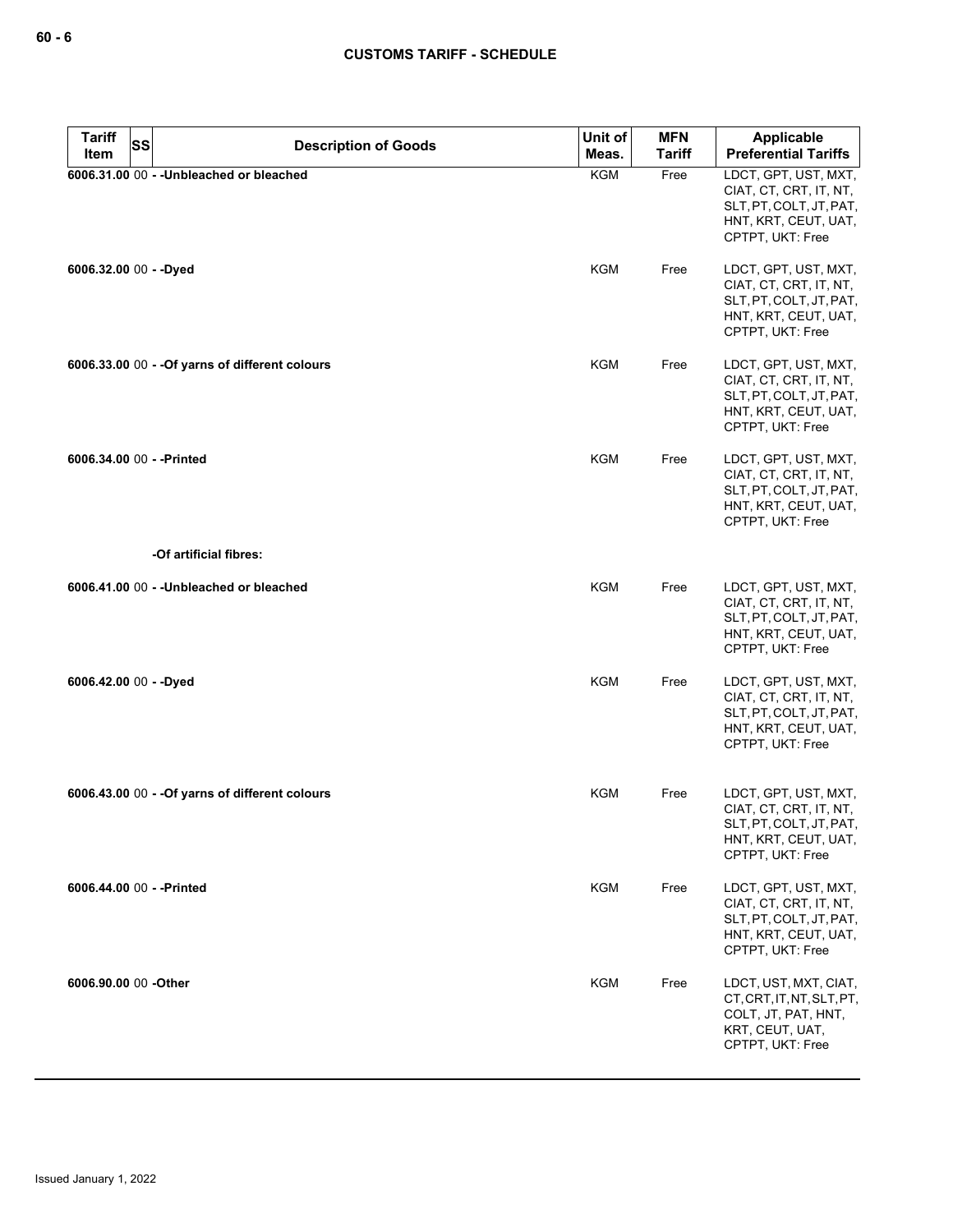| Tariff Item | SS | Description of Goods | Unit of Meas. | MFN Tariff | Applicable Preferential Tariffs |
|---|---|---|---|---|---|
| 6006.31.00 | 00 | - -Unbleached or bleached | KGM | Free | LDCT, GPT, UST, MXT, CIAT, CT, CRT, IT, NT, SLT, PT, COLT, JT, PAT, HNT, KRT, CEUT, UAT, CPTPT, UKT: Free |
| 6006.32.00 | 00 | - -Dyed | KGM | Free | LDCT, GPT, UST, MXT, CIAT, CT, CRT, IT, NT, SLT, PT, COLT, JT, PAT, HNT, KRT, CEUT, UAT, CPTPT, UKT: Free |
| 6006.33.00 | 00 | - -Of yarns of different colours | KGM | Free | LDCT, GPT, UST, MXT, CIAT, CT, CRT, IT, NT, SLT, PT, COLT, JT, PAT, HNT, KRT, CEUT, UAT, CPTPT, UKT: Free |
| 6006.34.00 | 00 | - -Printed | KGM | Free | LDCT, GPT, UST, MXT, CIAT, CT, CRT, IT, NT, SLT, PT, COLT, JT, PAT, HNT, KRT, CEUT, UAT, CPTPT, UKT: Free |
| | | -Of artificial fibres: | | | |
| 6006.41.00 | 00 | - -Unbleached or bleached | KGM | Free | LDCT, GPT, UST, MXT, CIAT, CT, CRT, IT, NT, SLT, PT, COLT, JT, PAT, HNT, KRT, CEUT, UAT, CPTPT, UKT: Free |
| 6006.42.00 | 00 | - -Dyed | KGM | Free | LDCT, GPT, UST, MXT, CIAT, CT, CRT, IT, NT, SLT, PT, COLT, JT, PAT, HNT, KRT, CEUT, UAT, CPTPT, UKT: Free |
| 6006.43.00 | 00 | - -Of yarns of different colours | KGM | Free | LDCT, GPT, UST, MXT, CIAT, CT, CRT, IT, NT, SLT, PT, COLT, JT, PAT, HNT, KRT, CEUT, UAT, CPTPT, UKT: Free |
| 6006.44.00 | 00 | - -Printed | KGM | Free | LDCT, GPT, UST, MXT, CIAT, CT, CRT, IT, NT, SLT, PT, COLT, JT, PAT, HNT, KRT, CEUT, UAT, CPTPT, UKT: Free |
| 6006.90.00 | 00 | -Other | KGM | Free | LDCT, UST, MXT, CIAT, CT, CRT, IT, NT, SLT, PT, COLT, JT, PAT, HNT, KRT, CEUT, UAT, CPTPT, UKT: Free |